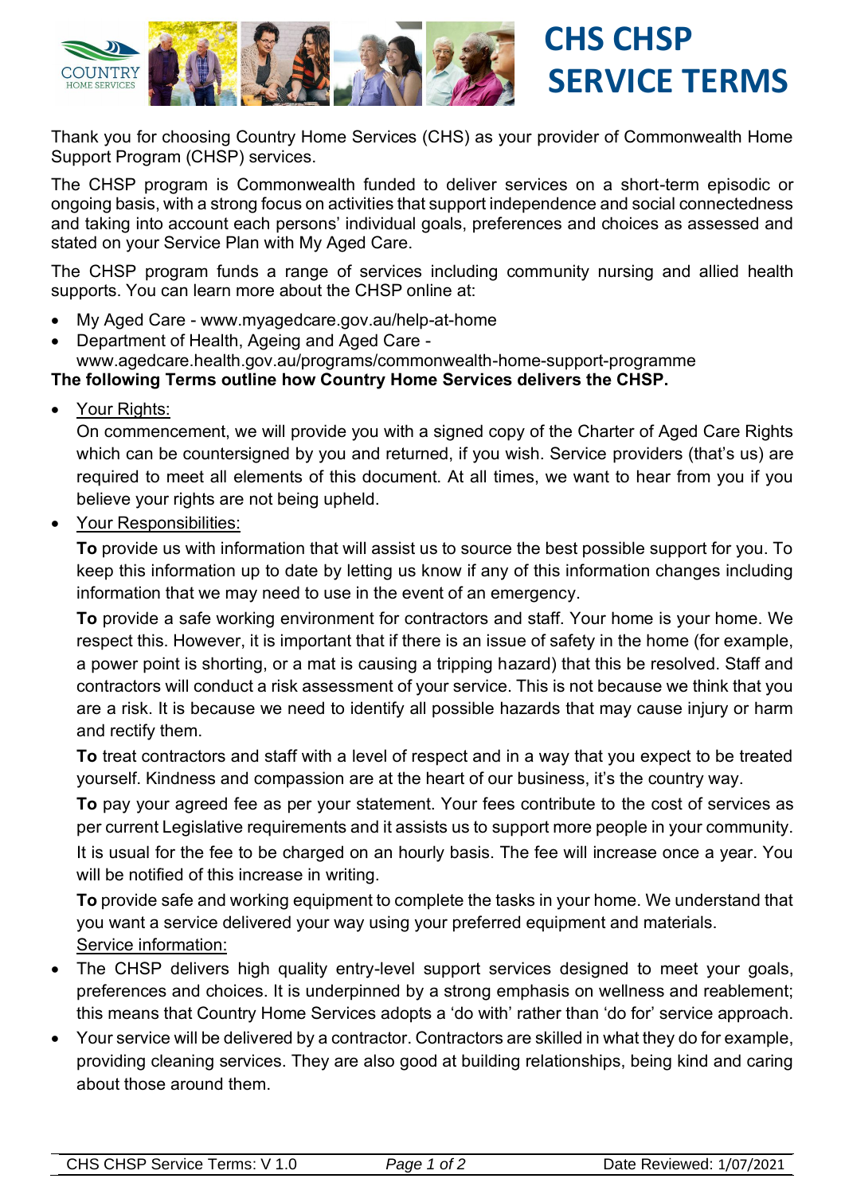# CHS CHSP SERVICE TERMS

Thank you for choosing Country Home Services (CHS) as your provider of Commonwealth Home Support Program (CHSP) services.

The CHSP program is Commonwealth funded to deliver services on a short-term episodic or ongoing basis, with a strong focus on activities that support independence and social connectedness and taking into account each persons' individual goals, preferences and choices as assessed and stated on your Service Plan with My Aged Care.

The CHSP program funds a range of services including community nursing and allied health supports. You can learn more about the CHSP online at:

- My Aged Care - www.myagedcare.gov.au/help-at-home
- Department of Health, Ageing and Aged Care - www.agedcare.health.gov.au/programs/commonwealth-home-support-programme

**The following Terms outline how Country Home Services delivers the CHSP.**

- Your Rights:

  On commencement, we will provide you with a signed copy of the Charter of Aged Care Rights which can be countersigned by you and returned, if you wish. Service providers (that's us) are required to meet all elements of this document. At all times, we want to hear from you if you believe your rights are not being upheld.

- Your Responsibilities:

  **To** provide us with information that will assist us to source the best possible support for you. To keep this information up to date by letting us know if any of this information changes including information that we may need to use in the event of an emergency.

  **To** provide a safe working environment for contractors and staff. Your home is your home. We respect this. However, it is important that if there is an issue of safety in the home (for example, a power point is shorting, or a mat is causing a tripping hazard) that this be resolved. Staff and contractors will conduct a risk assessment of your service. This is not because we think that you are a risk. It is because we need to identify all possible hazards that may cause injury or harm and rectify them.

  **To** treat contractors and staff with a level of respect and in a way that you expect to be treated yourself. Kindness and compassion are at the heart of our business, it's the country way.

  **To** pay your agreed fee as per your statement. Your fees contribute to the cost of services as per current Legislative requirements and it assists us to support more people in your community. It is usual for the fee to be charged on an hourly basis. The fee will increase once a year. You will be notified of this increase in writing.

  **To** provide safe and working equipment to complete the tasks in your home. We understand that you want a service delivered your way using your preferred equipment and materials.

  Service information:

- The CHSP delivers high quality entry-level support services designed to meet your goals, preferences and choices. It is underpinned by a strong emphasis on wellness and reablement; this means that Country Home Services adopts a 'do with' rather than 'do for' service approach.
- Your service will be delivered by a contractor. Contractors are skilled in what they do for example, providing cleaning services. They are also good at building relationships, being kind and caring about those around them.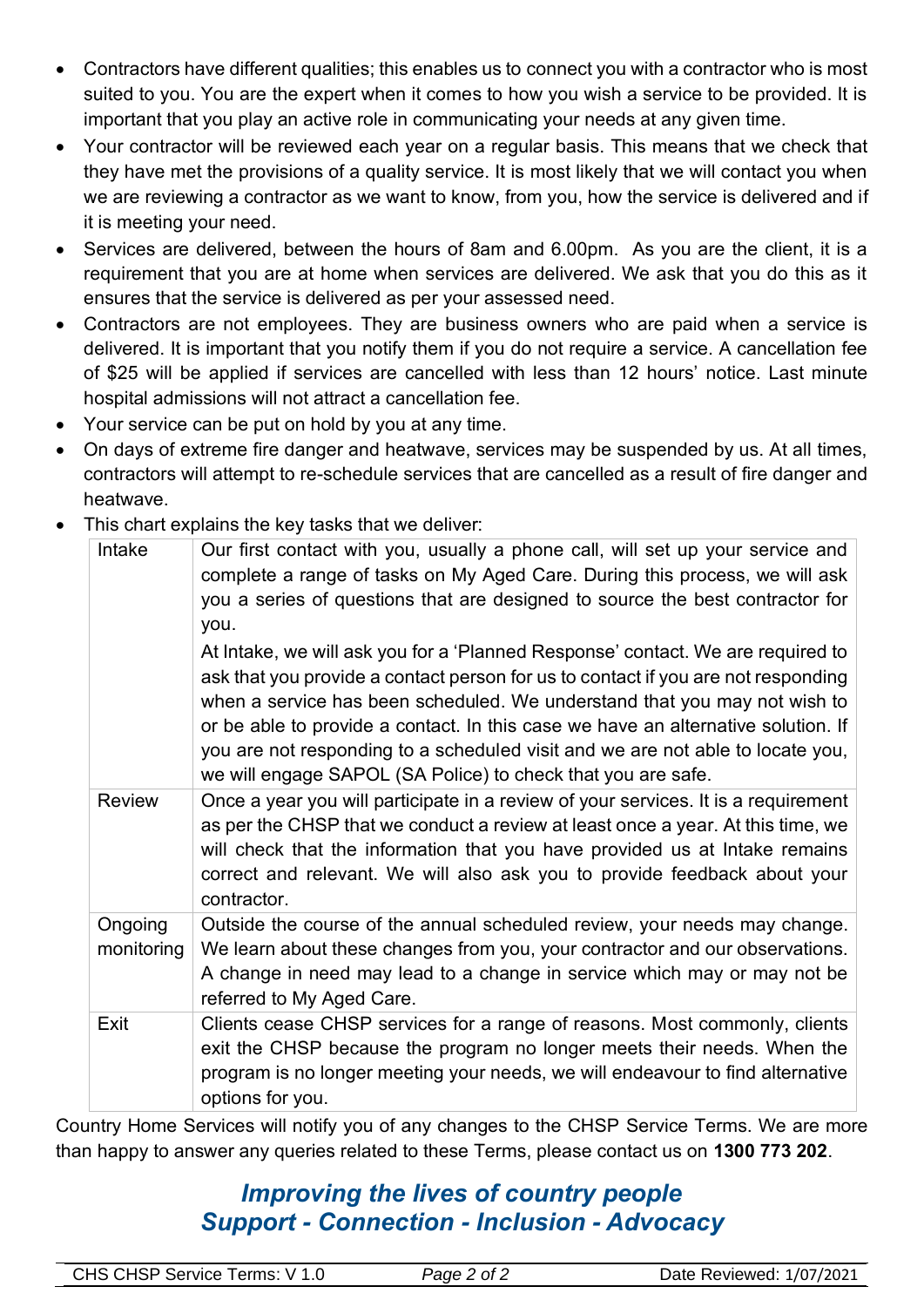- Contractors have different qualities; this enables us to connect you with a contractor who is most suited to you. You are the expert when it comes to how you wish a service to be provided. It is important that you play an active role in communicating your needs at any given time.
- Your contractor will be reviewed each year on a regular basis. This means that we check that they have met the provisions of a quality service. It is most likely that we will contact you when we are reviewing a contractor as we want to know, from you, how the service is delivered and if it is meeting your need.
- Services are delivered, between the hours of 8am and 6.00pm. As you are the client, it is a requirement that you are at home when services are delivered. We ask that you do this as it ensures that the service is delivered as per your assessed need.
- Contractors are not employees. They are business owners who are paid when a service is delivered. It is important that you notify them if you do not require a service. A cancellation fee of $25 will be applied if services are cancelled with less than 12 hours' notice. Last minute hospital admissions will not attract a cancellation fee.
- Your service can be put on hold by you at any time.
- On days of extreme fire danger and heatwave, services may be suspended by us. At all times, contractors will attempt to re-schedule services that are cancelled as a result of fire danger and heatwave.
- This chart explains the key tasks that we deliver:

| | |
|---|---|
| Intake | Our first contact with you, usually a phone call, will set up your service and complete a range of tasks on My Aged Care. During this process, we will ask you a series of questions that are designed to source the best contractor for you.<br><br>At Intake, we will ask you for a 'Planned Response' contact. We are required to ask that you provide a contact person for us to contact if you are not responding when a service has been scheduled. We understand that you may not wish to or be able to provide a contact. In this case we have an alternative solution. If you are not responding to a scheduled visit and we are not able to locate you, we will engage SAPOL (SA Police) to check that you are safe. |
| Review | Once a year you will participate in a review of your services. It is a requirement as per the CHSP that we conduct a review at least once a year. At this time, we will check that the information that you have provided us at Intake remains correct and relevant. We will also ask you to provide feedback about your contractor. |
| Ongoing monitoring | Outside the course of the annual scheduled review, your needs may change. We learn about these changes from you, your contractor and our observations. A change in need may lead to a change in service which may or may not be referred to My Aged Care. |
| Exit | Clients cease CHSP services for a range of reasons. Most commonly, clients exit the CHSP because the program no longer meets their needs. When the program is no longer meeting your needs, we will endeavour to find alternative options for you. |

Country Home Services will notify you of any changes to the CHSP Service Terms. We are more than happy to answer any queries related to these Terms, please contact us on **1300 773 202**.

***Improving the lives of country people***
***Support - Connection - Inclusion - Advocacy***